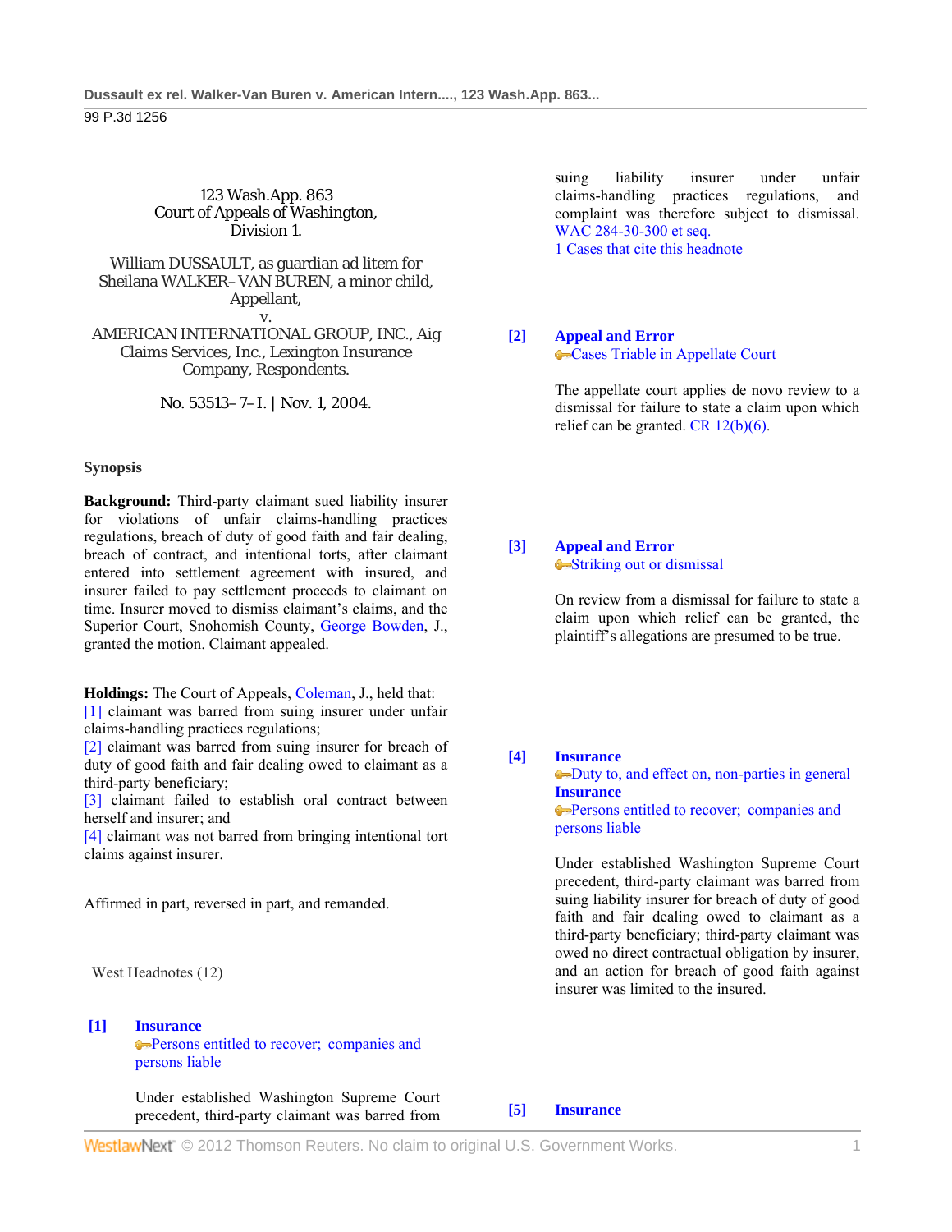123 Wash.App. 863
Court of Appeals of Washington,
Division 1.

William DUSSAULT, as guardian ad litem for Sheilana WALKER–VAN BUREN, a minor child, Appellant,
v.
AMERICAN INTERNATIONAL GROUP, INC., Aig Claims Services, Inc., Lexington Insurance Company, Respondents.

No. 53513–7–I. | Nov. 1, 2004.

### Synopsis

**Background:** Third-party claimant sued liability insurer for violations of unfair claims-handling practices regulations, breach of duty of good faith and fair dealing, breach of contract, and intentional torts, after claimant entered into settlement agreement with insured, and insurer failed to pay settlement proceeds to claimant on time. Insurer moved to dismiss claimant's claims, and the Superior Court, Snohomish County, George Bowden, J., granted the motion. Claimant appealed.

**Holdings:** The Court of Appeals, Coleman, J., held that:
[1] claimant was barred from suing insurer under unfair claims-handling practices regulations;
[2] claimant was barred from suing insurer for breach of duty of good faith and fair dealing owed to claimant as a third-party beneficiary;
[3] claimant failed to establish oral contract between herself and insurer; and
[4] claimant was not barred from bringing intentional tort claims against insurer.

Affirmed in part, reversed in part, and remanded.

West Headnotes (12)

**[1] Insurance**
Persons entitled to recover; companies and persons liable

Under established Washington Supreme Court precedent, third-party claimant was barred from suing liability insurer under unfair claims-handling practices regulations, and complaint was therefore subject to dismissal. WAC 284-30-300 et seq.
1 Cases that cite this headnote

**[2] Appeal and Error**
Cases Triable in Appellate Court

The appellate court applies de novo review to a dismissal for failure to state a claim upon which relief can be granted. CR 12(b)(6).

**[3] Appeal and Error**
Striking out or dismissal

On review from a dismissal for failure to state a claim upon which relief can be granted, the plaintiff's allegations are presumed to be true.

**[4] Insurance**
Duty to, and effect on, non-parties in general
**Insurance**
Persons entitled to recover; companies and persons liable

Under established Washington Supreme Court precedent, third-party claimant was barred from suing liability insurer for breach of duty of good faith and fair dealing owed to claimant as a third-party beneficiary; third-party claimant was owed no direct contractual obligation by insurer, and an action for breach of good faith against insurer was limited to the insured.

**[5] Insurance**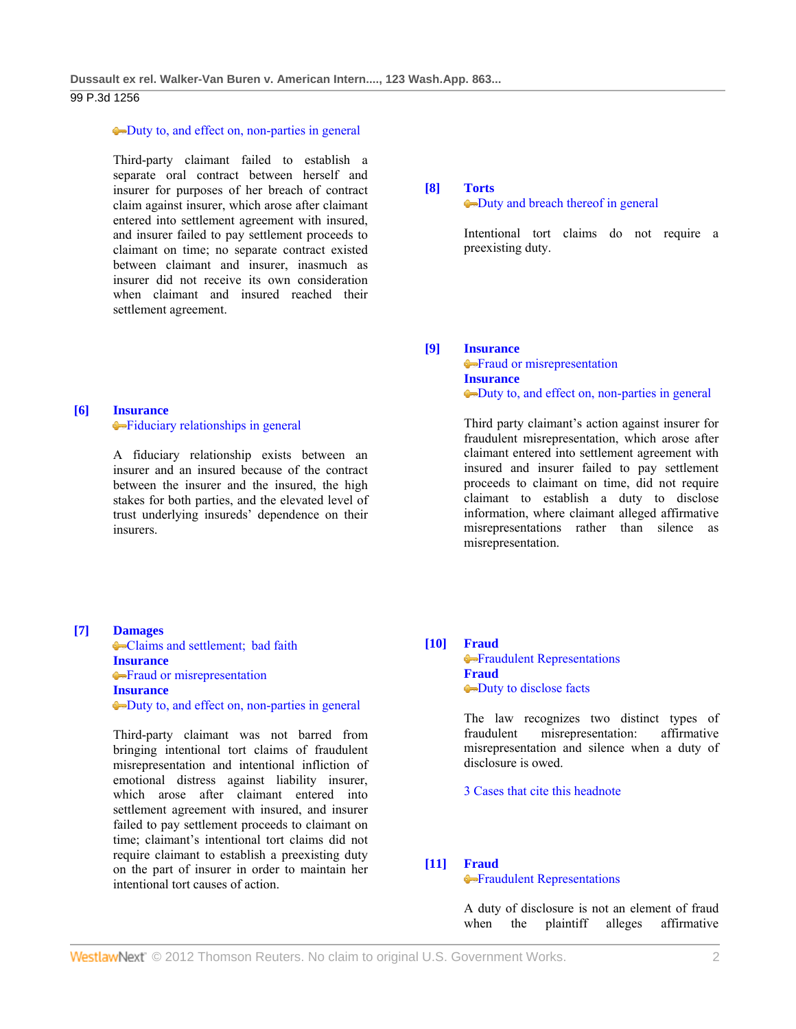Duty to, and effect on, non-parties in general

Third-party claimant failed to establish a separate oral contract between herself and insurer for purposes of her breach of contract claim against insurer, which arose after claimant entered into settlement agreement with insured, and insurer failed to pay settlement proceeds to claimant on time; no separate contract existed between claimant and insurer, inasmuch as insurer did not receive its own consideration when claimant and insured reached their settlement agreement.

**[6]** **Insurance**
Fiduciary relationships in general

A fiduciary relationship exists between an insurer and an insured because of the contract between the insurer and the insured, the high stakes for both parties, and the elevated level of trust underlying insureds' dependence on their insurers.

**[7]** **Damages**
Claims and settlement; bad faith
**Insurance**
Fraud or misrepresentation
**Insurance**
Duty to, and effect on, non-parties in general

Third-party claimant was not barred from bringing intentional tort claims of fraudulent misrepresentation and intentional infliction of emotional distress against liability insurer, which arose after claimant entered into settlement agreement with insured, and insurer failed to pay settlement proceeds to claimant on time; claimant's intentional tort claims did not require claimant to establish a preexisting duty on the part of insurer in order to maintain her intentional tort causes of action.

**[8]** **Torts**
Duty and breach thereof in general

Intentional tort claims do not require a preexisting duty.

**[9]** **Insurance**
Fraud or misrepresentation
**Insurance**
Duty to, and effect on, non-parties in general

Third party claimant's action against insurer for fraudulent misrepresentation, which arose after claimant entered into settlement agreement with insured and insurer failed to pay settlement proceeds to claimant on time, did not require claimant to establish a duty to disclose information, where claimant alleged affirmative misrepresentations rather than silence as misrepresentation.

**[10]** **Fraud**
Fraudulent Representations
**Fraud**
Duty to disclose facts

The law recognizes two distinct types of fraudulent misrepresentation: affirmative misrepresentation and silence when a duty of disclosure is owed.

3 Cases that cite this headnote

**[11]** **Fraud**
Fraudulent Representations

A duty of disclosure is not an element of fraud when the plaintiff alleges affirmative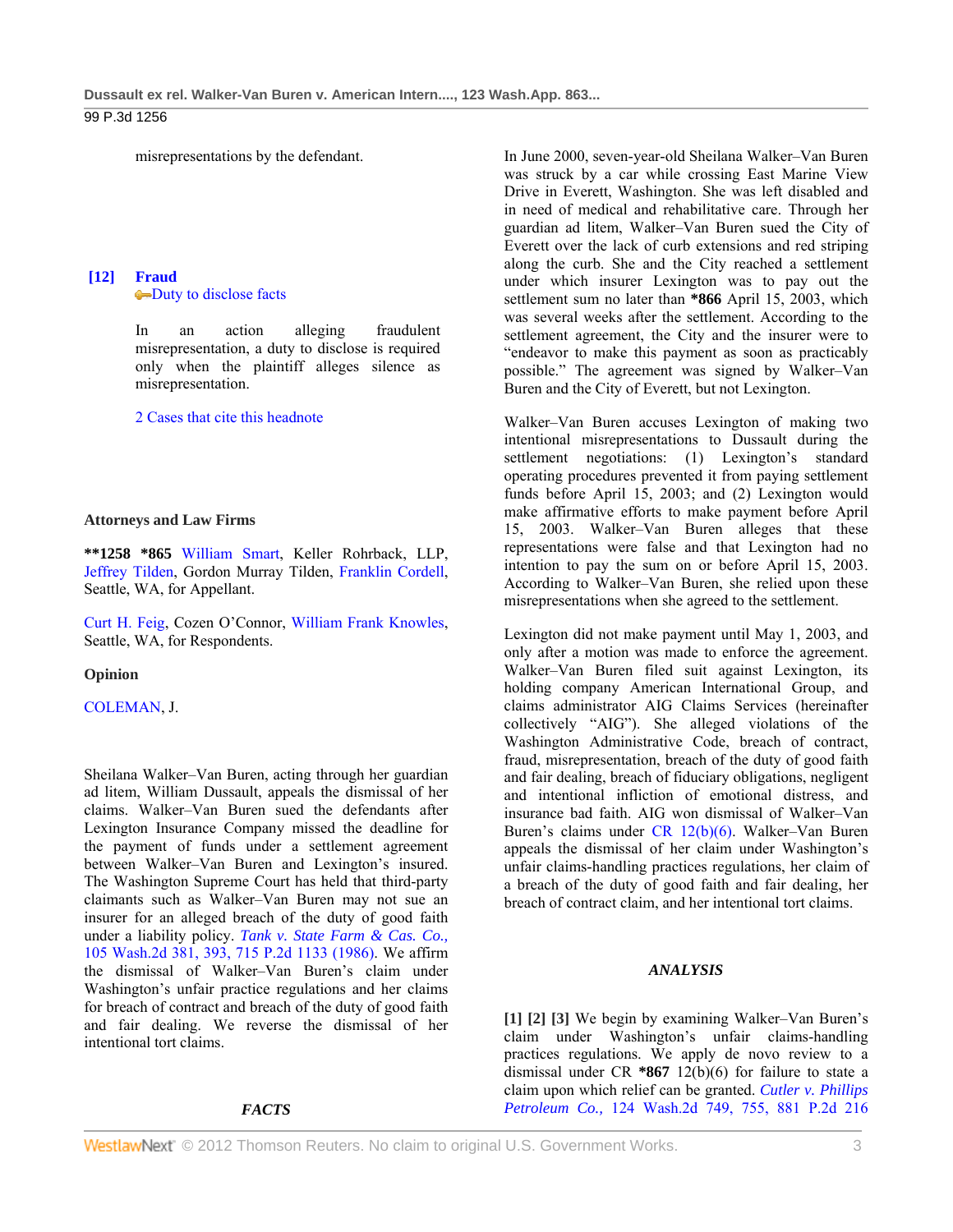misrepresentations by the defendant.

**[12]** **Fraud**
Duty to disclose facts

In an action alleging fraudulent misrepresentation, a duty to disclose is required only when the plaintiff alleges silence as misrepresentation.

2 Cases that cite this headnote

**Attorneys and Law Firms**

****1258 *865** William Smart, Keller Rohrback, LLP, Jeffrey Tilden, Gordon Murray Tilden, Franklin Cordell, Seattle, WA, for Appellant.

Curt H. Feig, Cozen O'Connor, William Frank Knowles, Seattle, WA, for Respondents.

**Opinion**

COLEMAN, J.

Sheilana Walker–Van Buren, acting through her guardian ad litem, William Dussault, appeals the dismissal of her claims. Walker–Van Buren sued the defendants after Lexington Insurance Company missed the deadline for the payment of funds under a settlement agreement between Walker–Van Buren and Lexington's insured. The Washington Supreme Court has held that third-party claimants such as Walker–Van Buren may not sue an insurer for an alleged breach of the duty of good faith under a liability policy. *Tank v. State Farm & Cas. Co.,* 105 Wash.2d 381, 393, 715 P.2d 1133 (1986). We affirm the dismissal of Walker–Van Buren's claim under Washington's unfair practice regulations and her claims for breach of contract and breach of the duty of good faith and fair dealing. We reverse the dismissal of her intentional tort claims.

***FACTS***

In June 2000, seven-year-old Sheilana Walker–Van Buren was struck by a car while crossing East Marine View Drive in Everett, Washington. She was left disabled and in need of medical and rehabilitative care. Through her guardian ad litem, Walker–Van Buren sued the City of Everett over the lack of curb extensions and red striping along the curb. She and the City reached a settlement under which insurer Lexington was to pay out the settlement sum no later than ***866** April 15, 2003, which was several weeks after the settlement. According to the settlement agreement, the City and the insurer were to "endeavor to make this payment as soon as practicably possible." The agreement was signed by Walker–Van Buren and the City of Everett, but not Lexington.

Walker–Van Buren accuses Lexington of making two intentional misrepresentations to Dussault during the settlement negotiations: (1) Lexington's standard operating procedures prevented it from paying settlement funds before April 15, 2003; and (2) Lexington would make affirmative efforts to make payment before April 15, 2003. Walker–Van Buren alleges that these representations were false and that Lexington had no intention to pay the sum on or before April 15, 2003. According to Walker–Van Buren, she relied upon these misrepresentations when she agreed to the settlement.

Lexington did not make payment until May 1, 2003, and only after a motion was made to enforce the agreement. Walker–Van Buren filed suit against Lexington, its holding company American International Group, and claims administrator AIG Claims Services (hereinafter collectively "AIG"). She alleged violations of the Washington Administrative Code, breach of contract, fraud, misrepresentation, breach of the duty of good faith and fair dealing, breach of fiduciary obligations, negligent and intentional infliction of emotional distress, and insurance bad faith. AIG won dismissal of Walker–Van Buren's claims under CR 12(b)(6). Walker–Van Buren appeals the dismissal of her claim under Washington's unfair claims-handling practices regulations, her claim of a breach of the duty of good faith and fair dealing, her breach of contract claim, and her intentional tort claims.

***ANALYSIS***

**[1] [2] [3]** We begin by examining Walker–Van Buren's claim under Washington's unfair claims-handling practices regulations. We apply de novo review to a dismissal under CR ***867** 12(b)(6) for failure to state a claim upon which relief can be granted. *Cutler v. Phillips Petroleum Co.,* 124 Wash.2d 749, 755, 881 P.2d 216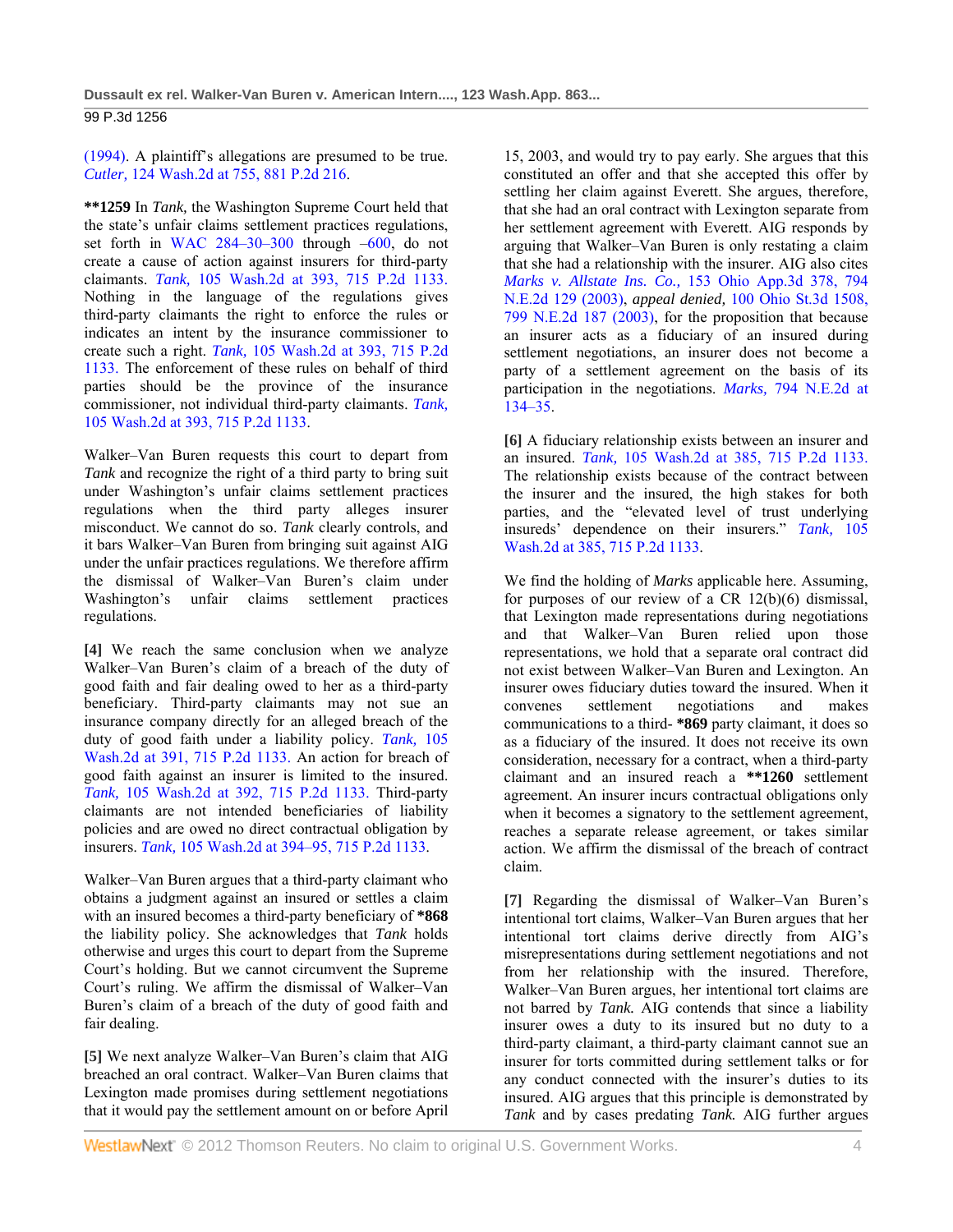(1994). A plaintiff's allegations are presumed to be true. *Cutler,* 124 Wash.2d at 755, 881 P.2d 216.

**\*\*1259** In *Tank,* the Washington Supreme Court held that the state's unfair claims settlement practices regulations, set forth in WAC 284–30–300 through –600, do not create a cause of action against insurers for third-party claimants. *Tank,* 105 Wash.2d at 393, 715 P.2d 1133. Nothing in the language of the regulations gives third-party claimants the right to enforce the rules or indicates an intent by the insurance commissioner to create such a right. *Tank,* 105 Wash.2d at 393, 715 P.2d 1133. The enforcement of these rules on behalf of third parties should be the province of the insurance commissioner, not individual third-party claimants. *Tank,* 105 Wash.2d at 393, 715 P.2d 1133.

Walker–Van Buren requests this court to depart from *Tank* and recognize the right of a third party to bring suit under Washington's unfair claims settlement practices regulations when the third party alleges insurer misconduct. We cannot do so. *Tank* clearly controls, and it bars Walker–Van Buren from bringing suit against AIG under the unfair practices regulations. We therefore affirm the dismissal of Walker–Van Buren's claim under Washington's unfair claims settlement practices regulations.

**[4]** We reach the same conclusion when we analyze Walker–Van Buren's claim of a breach of the duty of good faith and fair dealing owed to her as a third-party beneficiary. Third-party claimants may not sue an insurance company directly for an alleged breach of the duty of good faith under a liability policy. *Tank,* 105 Wash.2d at 391, 715 P.2d 1133. An action for breach of good faith against an insurer is limited to the insured. *Tank,* 105 Wash.2d at 392, 715 P.2d 1133. Third-party claimants are not intended beneficiaries of liability policies and are owed no direct contractual obligation by insurers. *Tank,* 105 Wash.2d at 394–95, 715 P.2d 1133.

Walker–Van Buren argues that a third-party claimant who obtains a judgment against an insured or settles a claim with an insured becomes a third-party beneficiary of **\*868** the liability policy. She acknowledges that *Tank* holds otherwise and urges this court to depart from the Supreme Court's holding. But we cannot circumvent the Supreme Court's ruling. We affirm the dismissal of Walker–Van Buren's claim of a breach of the duty of good faith and fair dealing.

**[5]** We next analyze Walker–Van Buren's claim that AIG breached an oral contract. Walker–Van Buren claims that Lexington made promises during settlement negotiations that it would pay the settlement amount on or before April 15, 2003, and would try to pay early. She argues that this constituted an offer and that she accepted this offer by settling her claim against Everett. She argues, therefore, that she had an oral contract with Lexington separate from her settlement agreement with Everett. AIG responds by arguing that Walker–Van Buren is only restating a claim that she had a relationship with the insurer. AIG also cites *Marks v. Allstate Ins. Co.,* 153 Ohio App.3d 378, 794 N.E.2d 129 (2003), *appeal denied,* 100 Ohio St.3d 1508, 799 N.E.2d 187 (2003), for the proposition that because an insurer acts as a fiduciary of an insured during settlement negotiations, an insurer does not become a party of a settlement agreement on the basis of its participation in the negotiations. *Marks,* 794 N.E.2d at 134–35.

**[6]** A fiduciary relationship exists between an insurer and an insured. *Tank,* 105 Wash.2d at 385, 715 P.2d 1133. The relationship exists because of the contract between the insurer and the insured, the high stakes for both parties, and the "elevated level of trust underlying insureds' dependence on their insurers." *Tank,* 105 Wash.2d at 385, 715 P.2d 1133.

We find the holding of *Marks* applicable here. Assuming, for purposes of our review of a CR 12(b)(6) dismissal, that Lexington made representations during negotiations and that Walker–Van Buren relied upon those representations, we hold that a separate oral contract did not exist between Walker–Van Buren and Lexington. An insurer owes fiduciary duties toward the insured. When it convenes settlement negotiations and makes communications to a third- **\*869** party claimant, it does so as a fiduciary of the insured. It does not receive its own consideration, necessary for a contract, when a third-party claimant and an insured reach a **\*\*1260** settlement agreement. An insurer incurs contractual obligations only when it becomes a signatory to the settlement agreement, reaches a separate release agreement, or takes similar action. We affirm the dismissal of the breach of contract claim.

**[7]** Regarding the dismissal of Walker–Van Buren's intentional tort claims, Walker–Van Buren argues that her intentional tort claims derive directly from AIG's misrepresentations during settlement negotiations and not from her relationship with the insured. Therefore, Walker–Van Buren argues, her intentional tort claims are not barred by *Tank.* AIG contends that since a liability insurer owes a duty to its insured but no duty to a third-party claimant, a third-party claimant cannot sue an insurer for torts committed during settlement talks or for any conduct connected with the insurer's duties to its insured. AIG argues that this principle is demonstrated by *Tank* and by cases predating *Tank.* AIG further argues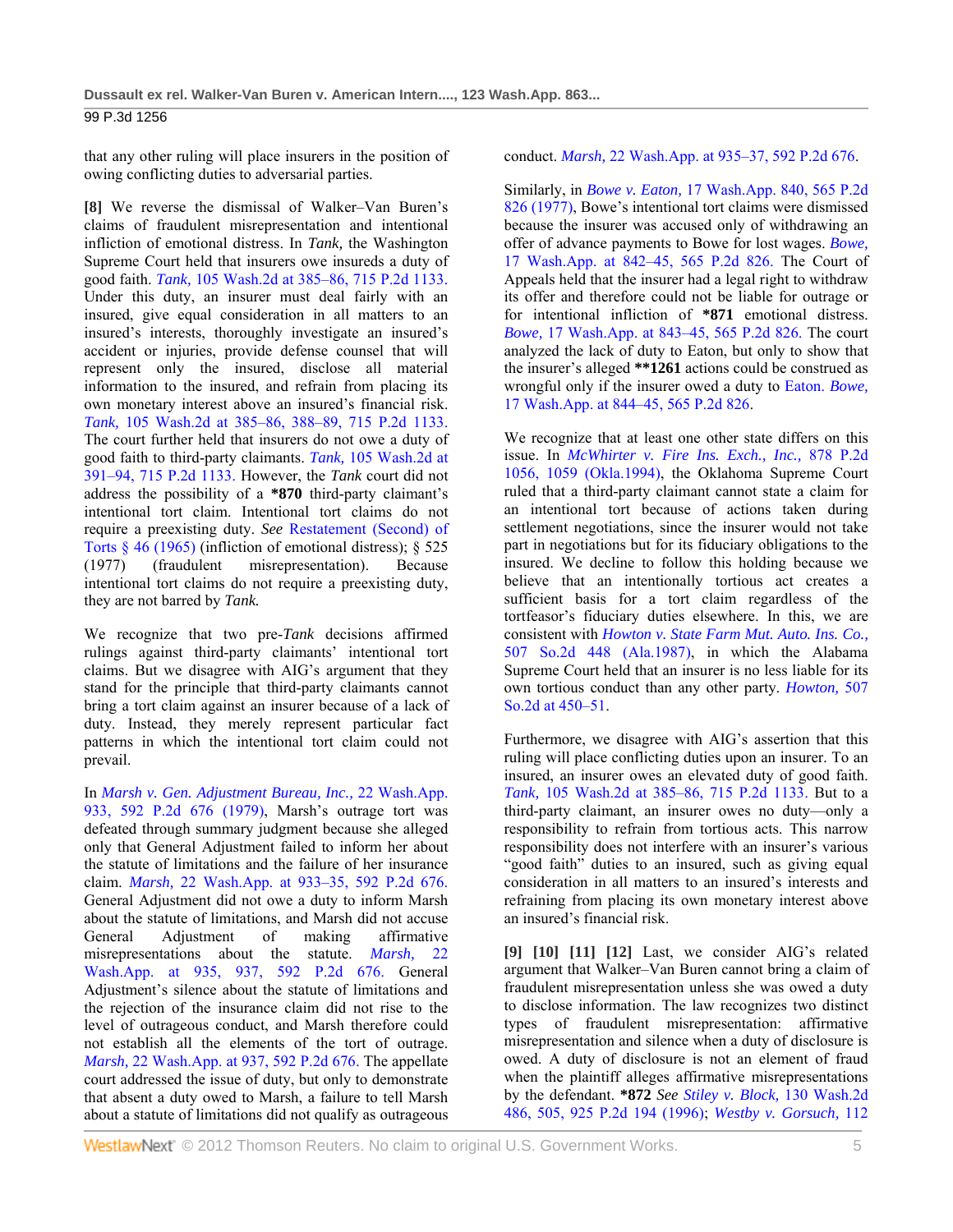that any other ruling will place insurers in the position of owing conflicting duties to adversarial parties.

**[8]** We reverse the dismissal of Walker–Van Buren's claims of fraudulent misrepresentation and intentional infliction of emotional distress. In *Tank,* the Washington Supreme Court held that insurers owe insureds a duty of good faith. *Tank,* 105 Wash.2d at 385–86, 715 P.2d 1133. Under this duty, an insurer must deal fairly with an insured, give equal consideration in all matters to an insured's interests, thoroughly investigate an insured's accident or injuries, provide defense counsel that will represent only the insured, disclose all material information to the insured, and refrain from placing its own monetary interest above an insured's financial risk. *Tank,* 105 Wash.2d at 385–86, 388–89, 715 P.2d 1133. The court further held that insurers do not owe a duty of good faith to third-party claimants. *Tank,* 105 Wash.2d at 391–94, 715 P.2d 1133. However, the *Tank* court did not address the possibility of a **\*870** third-party claimant's intentional tort claim. Intentional tort claims do not require a preexisting duty. *See* Restatement (Second) of Torts § 46 (1965) (infliction of emotional distress); § 525 (1977) (fraudulent misrepresentation). Because intentional tort claims do not require a preexisting duty, they are not barred by *Tank.*

We recognize that two pre-*Tank* decisions affirmed rulings against third-party claimants' intentional tort claims. But we disagree with AIG's argument that they stand for the principle that third-party claimants cannot bring a tort claim against an insurer because of a lack of duty. Instead, they merely represent particular fact patterns in which the intentional tort claim could not prevail.

In *Marsh v. Gen. Adjustment Bureau, Inc.,* 22 Wash.App. 933, 592 P.2d 676 (1979), Marsh's outrage tort was defeated through summary judgment because she alleged only that General Adjustment failed to inform her about the statute of limitations and the failure of her insurance claim. *Marsh,* 22 Wash.App. at 933–35, 592 P.2d 676. General Adjustment did not owe a duty to inform Marsh about the statute of limitations, and Marsh did not accuse General Adjustment of making affirmative misrepresentations about the statute. *Marsh,* 22 Wash.App. at 935, 937, 592 P.2d 676. General Adjustment's silence about the statute of limitations and the rejection of the insurance claim did not rise to the level of outrageous conduct, and Marsh therefore could not establish all the elements of the tort of outrage. *Marsh,* 22 Wash.App. at 937, 592 P.2d 676. The appellate court addressed the issue of duty, but only to demonstrate that absent a duty owed to Marsh, a failure to tell Marsh about a statute of limitations did not qualify as outrageous conduct. *Marsh,* 22 Wash.App. at 935–37, 592 P.2d 676.

Similarly, in *Bowe v. Eaton,* 17 Wash.App. 840, 565 P.2d 826 (1977), Bowe's intentional tort claims were dismissed because the insurer was accused only of withdrawing an offer of advance payments to Bowe for lost wages. *Bowe,* 17 Wash.App. at 842–45, 565 P.2d 826. The Court of Appeals held that the insurer had a legal right to withdraw its offer and therefore could not be liable for outrage or for intentional infliction of **\*871** emotional distress. *Bowe,* 17 Wash.App. at 843–45, 565 P.2d 826. The court analyzed the lack of duty to Eaton, but only to show that the insurer's alleged **\*\*1261** actions could be construed as wrongful only if the insurer owed a duty to Eaton. *Bowe,* 17 Wash.App. at 844–45, 565 P.2d 826.

We recognize that at least one other state differs on this issue. In *McWhirter v. Fire Ins. Exch., Inc.,* 878 P.2d 1056, 1059 (Okla.1994), the Oklahoma Supreme Court ruled that a third-party claimant cannot state a claim for an intentional tort because of actions taken during settlement negotiations, since the insurer would not take part in negotiations but for its fiduciary obligations to the insured. We decline to follow this holding because we believe that an intentionally tortious act creates a sufficient basis for a tort claim regardless of the tortfeasor's fiduciary duties elsewhere. In this, we are consistent with *Howton v. State Farm Mut. Auto. Ins. Co.,* 507 So.2d 448 (Ala.1987), in which the Alabama Supreme Court held that an insurer is no less liable for its own tortious conduct than any other party. *Howton,* 507 So.2d at 450–51.

Furthermore, we disagree with AIG's assertion that this ruling will place conflicting duties upon an insurer. To an insured, an insurer owes an elevated duty of good faith. *Tank,* 105 Wash.2d at 385–86, 715 P.2d 1133. But to a third-party claimant, an insurer owes no duty—only a responsibility to refrain from tortious acts. This narrow responsibility does not interfere with an insurer's various "good faith" duties to an insured, such as giving equal consideration in all matters to an insured's interests and refraining from placing its own monetary interest above an insured's financial risk.

**[9] [10] [11] [12]** Last, we consider AIG's related argument that Walker–Van Buren cannot bring a claim of fraudulent misrepresentation unless she was owed a duty to disclose information. The law recognizes two distinct types of fraudulent misrepresentation: affirmative misrepresentation and silence when a duty of disclosure is owed. A duty of disclosure is not an element of fraud when the plaintiff alleges affirmative misrepresentations by the defendant. **\*872** *See* *Stiley v. Block,* 130 Wash.2d 486, 505, 925 P.2d 194 (1996); *Westby v. Gorsuch,* 112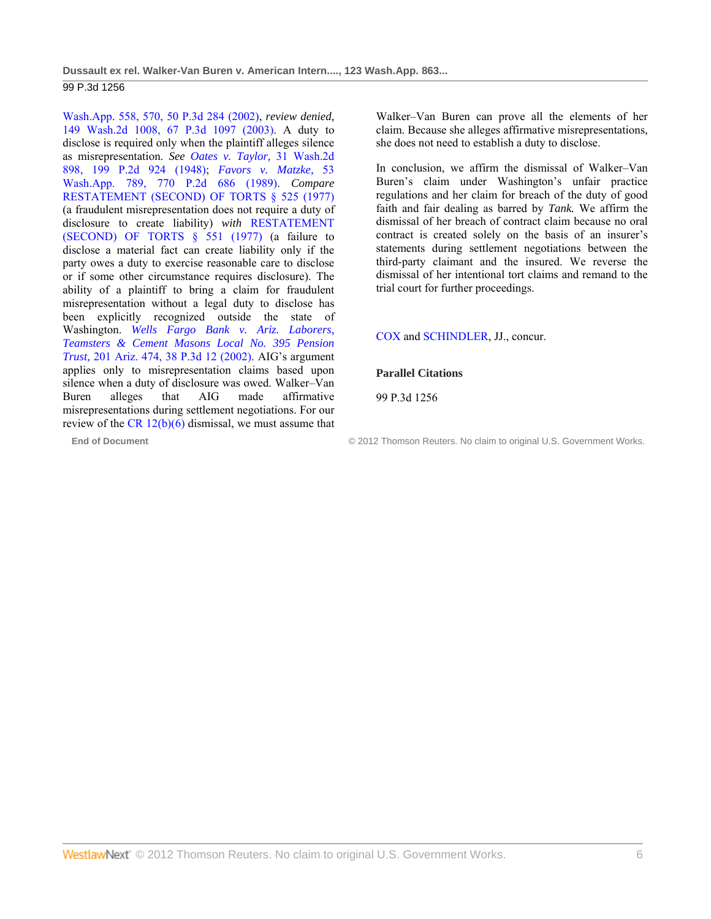Wash.App. 558, 570, 50 P.3d 284 (2002), *review denied,* 149 Wash.2d 1008, 67 P.3d 1097 (2003). A duty to disclose is required only when the plaintiff alleges silence as misrepresentation. *See* *Oates v. Taylor,* 31 Wash.2d 898, 199 P.2d 924 (1948); *Favors v. Matzke,* 53 Wash.App. 789, 770 P.2d 686 (1989). *Compare* RESTATEMENT (SECOND) OF TORTS § 525 (1977) (a fraudulent misrepresentation does not require a duty of disclosure to create liability) *with* RESTATEMENT (SECOND) OF TORTS § 551 (1977) (a failure to disclose a material fact can create liability only if the party owes a duty to exercise reasonable care to disclose or if some other circumstance requires disclosure). The ability of a plaintiff to bring a claim for fraudulent misrepresentation without a legal duty to disclose has been explicitly recognized outside the state of Washington. *Wells Fargo Bank v. Ariz. Laborers, Teamsters & Cement Masons Local No. 395 Pension Trust,* 201 Ariz. 474, 38 P.3d 12 (2002). AIG's argument applies only to misrepresentation claims based upon silence when a duty of disclosure was owed. Walker–Van Buren alleges that AIG made affirmative misrepresentations during settlement negotiations. For our review of the CR 12(b)(6) dismissal, we must assume that Walker–Van Buren can prove all the elements of her claim. Because she alleges affirmative misrepresentations, she does not need to establish a duty to disclose.

In conclusion, we affirm the dismissal of Walker–Van Buren's claim under Washington's unfair practice regulations and her claim for breach of the duty of good faith and fair dealing as barred by *Tank.* We affirm the dismissal of her breach of contract claim because no oral contract is created solely on the basis of an insurer's statements during settlement negotiations between the third-party claimant and the insured. We reverse the dismissal of her intentional tort claims and remand to the trial court for further proceedings.

COX and SCHINDLER, JJ., concur.

**Parallel Citations**

99 P.3d 1256

End of Document